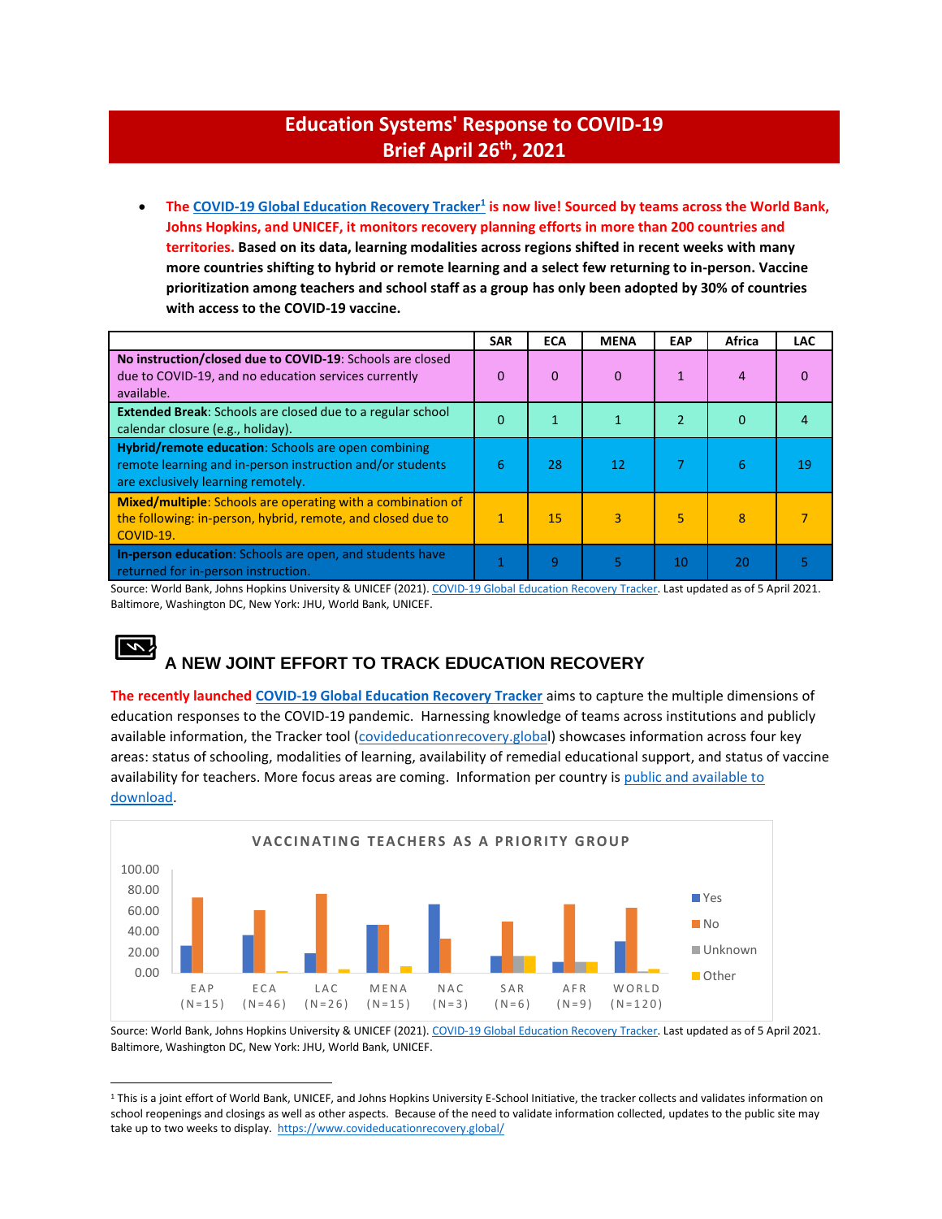# Education Systems' Response to COVID-19
# Brief April 26th, 2021

- **The COVID-19 Global Education Recovery Tracker[1] is now live! Sourced by teams across the World Bank, Johns Hopkins, and UNICEF, it monitors recovery planning efforts in more than 200 countries and territories. Based on its data, learning modalities across regions shifted in recent weeks with many more countries shifting to hybrid or remote learning and a select few returning to in-person. Vaccine prioritization among teachers and school staff as a group has only been adopted by 30% of countries with access to the COVID-19 vaccine.**

| | SAR | ECA | MENA | EAP | Africa | LAC |
|---|---|---|---|---|---|---|
| **No instruction/closed due to COVID-19**: Schools are closed due to COVID-19, and no education services currently available. | 0 | 0 | 0 | 1 | 4 | 0 |
| **Extended Break**: Schools are closed due to a regular school calendar closure (e.g., holiday). | 0 | 1 | 1 | 2 | 0 | 4 |
| **Hybrid/remote education**: Schools are open combining remote learning and in-person instruction and/or students are exclusively learning remotely. | 6 | 28 | 12 | 7 | 6 | 19 |
| **Mixed/multiple**: Schools are operating with a combination of the following: in-person, hybrid, remote, and closed due to COVID-19. | 1 | 15 | 3 | 5 | 8 | 7 |
| **In-person education**: Schools are open, and students have returned for in-person instruction. | 1 | 9 | 5 | 10 | 20 | 5 |

Source: World Bank, Johns Hopkins University & UNICEF (2021). COVID-19 Global Education Recovery Tracker. Last updated as of 5 April 2021. Baltimore, Washington DC, New York: JHU, World Bank, UNICEF.

## A NEW JOINT EFFORT TO TRACK EDUCATION RECOVERY

The recently launched COVID-19 Global Education Recovery Tracker aims to capture the multiple dimensions of education responses to the COVID-19 pandemic. Harnessing knowledge of teams across institutions and publicly available information, the Tracker tool (covideducationrecovery.global) showcases information across four key areas: status of schooling, modalities of learning, availability of remedial educational support, and status of vaccine availability for teachers. More focus areas are coming. Information per country is public and available to download.

**VACCINATING TEACHERS AS A PRIORITY GROUP**

Source: World Bank, Johns Hopkins University & UNICEF (2021). COVID-19 Global Education Recovery Tracker. Last updated as of 5 April 2021. Baltimore, Washington DC, New York: JHU, World Bank, UNICEF.

---

[1] This is a joint effort of World Bank, UNICEF, and Johns Hopkins University E-School Initiative, the tracker collects and validates information on school reopenings and closings as well as other aspects. Because of the need to validate information collected, updates to the public site may take up to two weeks to display. https://www.covideducationrecovery.global/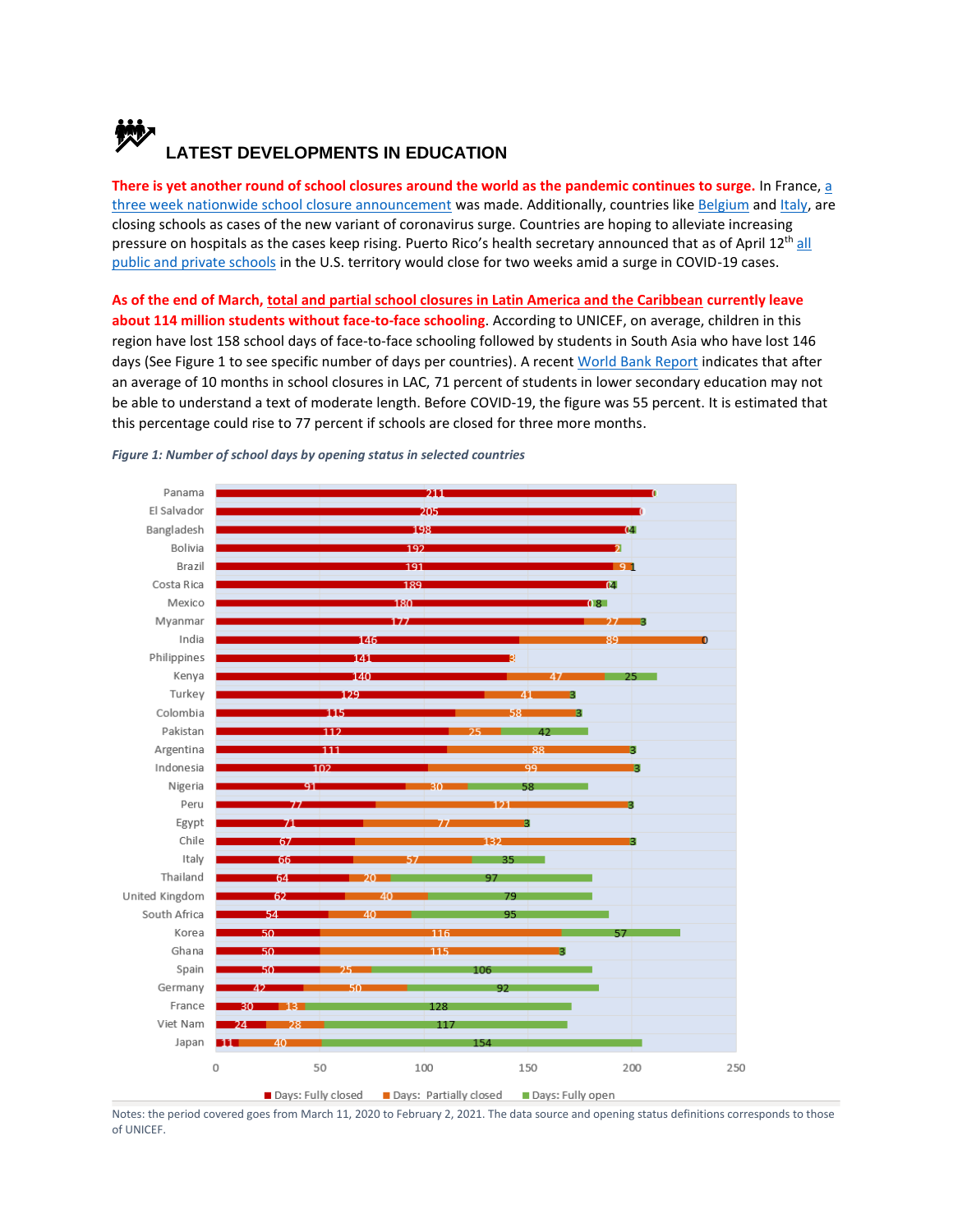# LATEST DEVELOPMENTS IN EDUCATION

**There is yet another round of school closures around the world as the pandemic continues to surge.** In France, a three week nationwide school closure announcement was made. Additionally, countries like Belgium and Italy, are closing schools as cases of the new variant of coronavirus surge. Countries are hoping to alleviate increasing pressure on hospitals as the cases keep rising. Puerto Rico's health secretary announced that as of April 12th all public and private schools in the U.S. territory would close for two weeks amid a surge in COVID-19 cases.

**As of the end of March, total and partial school closures in Latin America and the Caribbean currently leave about 114 million students without face-to-face schooling**. According to UNICEF, on average, children in this region have lost 158 school days of face-to-face schooling followed by students in South Asia who have lost 146 days (See Figure 1 to see specific number of days per countries). A recent World Bank Report indicates that after an average of 10 months in school closures in LAC, 71 percent of students in lower secondary education may not be able to understand a text of moderate length. Before COVID-19, the figure was 55 percent. It is estimated that this percentage could rise to 77 percent if schools are closed for three more months.

*Figure 1: Number of school days by opening status in selected countries*

| Country | Days: Fully closed | Days: Partially closed | Days: Fully open |
|---|---|---|---|
| Panama | 211 | 0 | |
| El Salvador | 205 | 0 | |
| Bangladesh | 198 | 0 | 4 |
| Bolivia | 192 | 2 | |
| Brazil | 191 | 9 | 1 |
| Costa Rica | 189 | 0 | 4 |
| Mexico | 180 | 0 | 8 |
| Myanmar | 177 | 27 | 3 |
| India | 146 | 89 | 0 |
| Philippines | 141 | 3 | |
| Kenya | 140 | 47 | 25 |
| Turkey | 129 | 41 | 3 |
| Colombia | 115 | 58 | 3 |
| Pakistan | 112 | 25 | 42 |
| Argentina | 111 | 88 | 3 |
| Indonesia | 102 | 99 | 3 |
| Nigeria | 91 | 30 | 58 |
| Peru | 77 | 121 | 3 |
| Egypt | 71 | 77 | 3 |
| Chile | 67 | 132 | 3 |
| Italy | 66 | 57 | 35 |
| Thailand | 64 | 20 | 97 |
| United Kingdom | 62 | 40 | 79 |
| South Africa | 54 | 40 | 95 |
| Korea | 50 | 116 | 57 |
| Ghana | 50 | 115 | 3 |
| Spain | 50 | 25 | 106 |
| Germany | 42 | 50 | 92 |
| France | 30 | 13 | 128 |
| Viet Nam | 24 | 28 | 117 |
| Japan | 11 | 40 | 154 |

Notes: the period covered goes from March 11, 2020 to February 2, 2021. The data source and opening status definitions corresponds to those of UNICEF.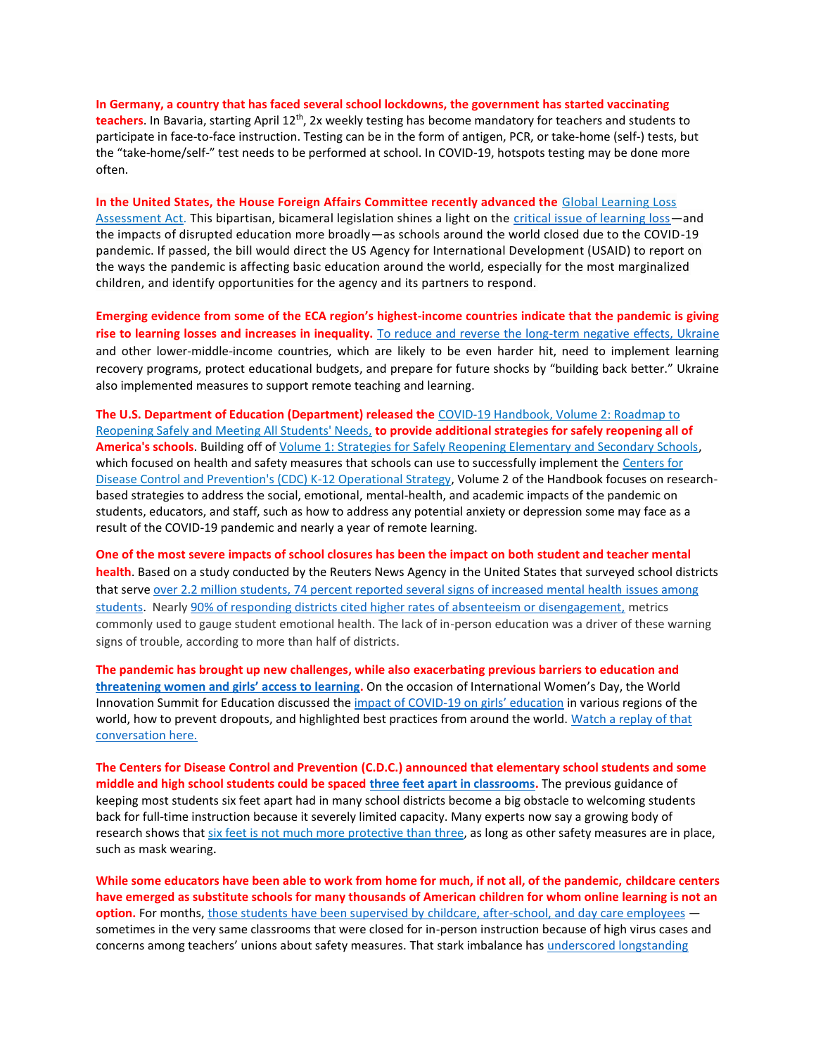**In Germany, a country that has faced several school lockdowns, the government has started vaccinating teachers**. In Bavaria, starting April 12th, 2x weekly testing has become mandatory for teachers and students to participate in face-to-face instruction. Testing can be in the form of antigen, PCR, or take-home (self-) tests, but the "take-home/self-" test needs to be performed at school. In COVID-19, hotspots testing may be done more often.

**In the United States, the House Foreign Affairs Committee recently advanced the** Global Learning Loss Assessment Act. This bipartisan, bicameral legislation shines a light on the critical issue of learning loss—and the impacts of disrupted education more broadly—as schools around the world closed due to the COVID-19 pandemic. If passed, the bill would direct the US Agency for International Development (USAID) to report on the ways the pandemic is affecting basic education around the world, especially for the most marginalized children, and identify opportunities for the agency and its partners to respond.

**Emerging evidence from some of the ECA region's highest-income countries indicate that the pandemic is giving rise to learning losses and increases in inequality.** To reduce and reverse the long-term negative effects, Ukraine and other lower-middle-income countries, which are likely to be even harder hit, need to implement learning recovery programs, protect educational budgets, and prepare for future shocks by "building back better." Ukraine also implemented measures to support remote teaching and learning.

**The U.S. Department of Education (Department) released the** COVID-19 Handbook, Volume 2: Roadmap to Reopening Safely and Meeting All Students' Needs, **to provide additional strategies for safely reopening all of America's schools**. Building off of Volume 1: Strategies for Safely Reopening Elementary and Secondary Schools, which focused on health and safety measures that schools can use to successfully implement the Centers for Disease Control and Prevention's (CDC) K-12 Operational Strategy, Volume 2 of the Handbook focuses on research-based strategies to address the social, emotional, mental-health, and academic impacts of the pandemic on students, educators, and staff, such as how to address any potential anxiety or depression some may face as a result of the COVID-19 pandemic and nearly a year of remote learning.

**One of the most severe impacts of school closures has been the impact on both student and teacher mental health**. Based on a study conducted by the Reuters News Agency in the United States that surveyed school districts that serve over 2.2 million students, 74 percent reported several signs of increased mental health issues among students. Nearly 90% of responding districts cited higher rates of absenteeism or disengagement, metrics commonly used to gauge student emotional health. The lack of in-person education was a driver of these warning signs of trouble, according to more than half of districts.

**The pandemic has brought up new challenges, while also exacerbating previous barriers to education and threatening women and girls' access to learning.** On the occasion of International Women's Day, the World Innovation Summit for Education discussed the impact of COVID-19 on girls' education in various regions of the world, how to prevent dropouts, and highlighted best practices from around the world. Watch a replay of that conversation here.

**The Centers for Disease Control and Prevention (C.D.C.) announced that elementary school students and some middle and high school students could be spaced three feet apart in classrooms.** The previous guidance of keeping most students six feet apart had in many school districts become a big obstacle to welcoming students back for full-time instruction because it severely limited capacity. Many experts now say a growing body of research shows that six feet is not much more protective than three, as long as other safety measures are in place, such as mask wearing.

**While some educators have been able to work from home for much, if not all, of the pandemic, childcare centers have emerged as substitute schools for many thousands of American children for whom online learning is not an option.** For months, those students have been supervised by childcare, after-school, and day care employees — sometimes in the very same classrooms that were closed for in-person instruction because of high virus cases and concerns among teachers' unions about safety measures. That stark imbalance has underscored longstanding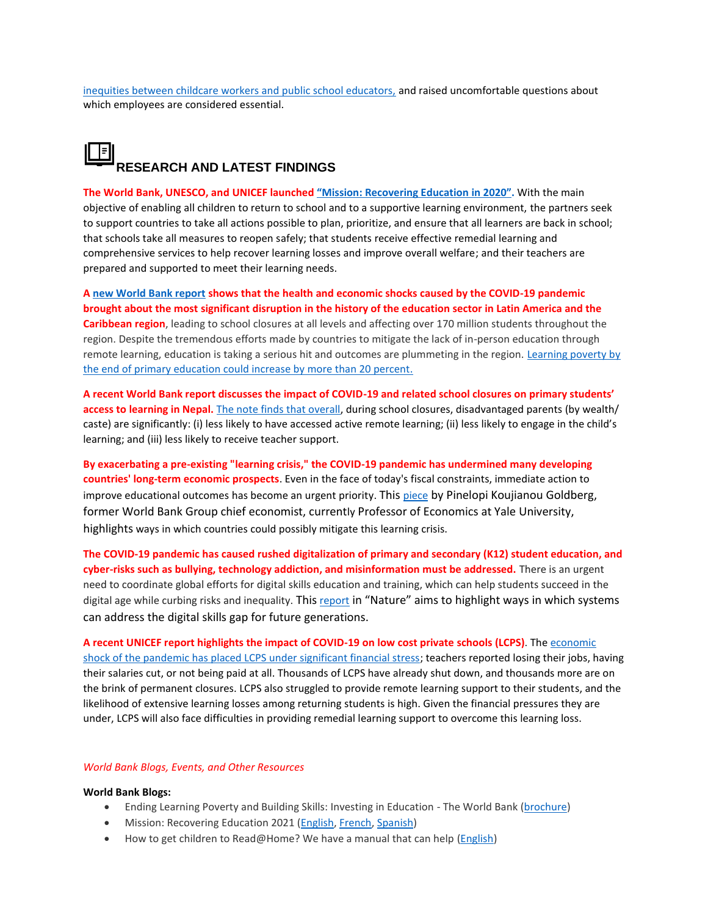inequities between childcare workers and public school educators, and raised uncomfortable questions about which employees are considered essential.

## RESEARCH AND LATEST FINDINGS

**The World Bank, UNESCO, and UNICEF launched "Mission: Recovering Education in 2020".** With the main objective of enabling all children to return to school and to a supportive learning environment, the partners seek to support countries to take all actions possible to plan, prioritize, and ensure that all learners are back in school; that schools take all measures to reopen safely; that students receive effective remedial learning and comprehensive services to help recover learning losses and improve overall welfare; and their teachers are prepared and supported to meet their learning needs.

**A new World Bank report shows that the health and economic shocks caused by the COVID-19 pandemic brought about the most significant disruption in the history of the education sector in Latin America and the Caribbean region**, leading to school closures at all levels and affecting over 170 million students throughout the region. Despite the tremendous efforts made by countries to mitigate the lack of in-person education through remote learning, education is taking a serious hit and outcomes are plummeting in the region. Learning poverty by the end of primary education could increase by more than 20 percent.

**A recent World Bank report discusses the impact of COVID-19 and related school closures on primary students' access to learning in Nepal.** The note finds that overall, during school closures, disadvantaged parents (by wealth/caste) are significantly: (i) less likely to have accessed active remote learning; (ii) less likely to engage in the child's learning; and (iii) less likely to receive teacher support.

**By exacerbating a pre-existing "learning crisis," the COVID-19 pandemic has undermined many developing countries' long-term economic prospects**. Even in the face of today's fiscal constraints, immediate action to improve educational outcomes has become an urgent priority. This piece by Pinelopi Koujianou Goldberg, former World Bank Group chief economist, currently Professor of Economics at Yale University, highlights ways in which countries could possibly mitigate this learning crisis.

**The COVID-19 pandemic has caused rushed digitalization of primary and secondary (K12) student education, and cyber-risks such as bullying, technology addiction, and misinformation must be addressed.** There is an urgent need to coordinate global efforts for digital skills education and training, which can help students succeed in the digital age while curbing risks and inequality. This report in "Nature" aims to highlight ways in which systems can address the digital skills gap for future generations.

**A recent UNICEF report highlights the impact of COVID-19 on low cost private schools (LCPS)**. The economic shock of the pandemic has placed LCPS under significant financial stress; teachers reported losing their jobs, having their salaries cut, or not being paid at all. Thousands of LCPS have already shut down, and thousands more are on the brink of permanent closures. LCPS also struggled to provide remote learning support to their students, and the likelihood of extensive learning losses among returning students is high. Given the financial pressures they are under, LCPS will also face difficulties in providing remedial learning support to overcome this learning loss.

*World Bank Blogs, Events, and Other Resources*

**World Bank Blogs:**

- Ending Learning Poverty and Building Skills: Investing in Education - The World Bank (brochure)
- Mission: Recovering Education 2021 (English, French, Spanish)
- How to get children to Read@Home? We have a manual that can help (English)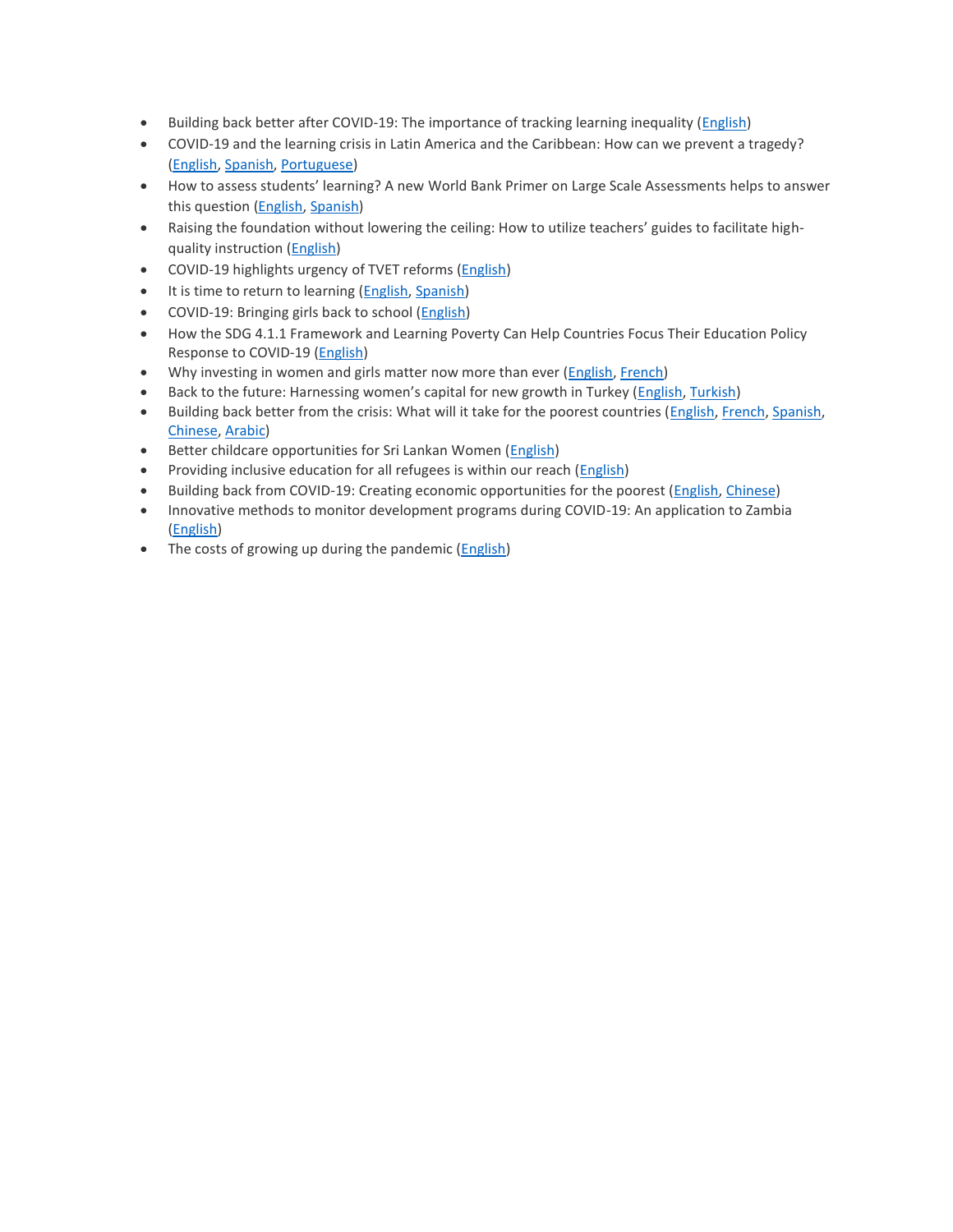- Building back better after COVID-19: The importance of tracking learning inequality (English)
- COVID-19 and the learning crisis in Latin America and the Caribbean: How can we prevent a tragedy? (English, Spanish, Portuguese)
- How to assess students' learning? A new World Bank Primer on Large Scale Assessments helps to answer this question (English, Spanish)
- Raising the foundation without lowering the ceiling: How to utilize teachers' guides to facilitate high-quality instruction (English)
- COVID-19 highlights urgency of TVET reforms (English)
- It is time to return to learning (English, Spanish)
- COVID-19: Bringing girls back to school (English)
- How the SDG 4.1.1 Framework and Learning Poverty Can Help Countries Focus Their Education Policy Response to COVID-19 (English)
- Why investing in women and girls matter now more than ever (English, French)
- Back to the future: Harnessing women's capital for new growth in Turkey (English, Turkish)
- Building back better from the crisis: What will it take for the poorest countries (English, French, Spanish, Chinese, Arabic)
- Better childcare opportunities for Sri Lankan Women (English)
- Providing inclusive education for all refugees is within our reach (English)
- Building back from COVID-19: Creating economic opportunities for the poorest (English, Chinese)
- Innovative methods to monitor development programs during COVID-19: An application to Zambia (English)
- The costs of growing up during the pandemic (English)